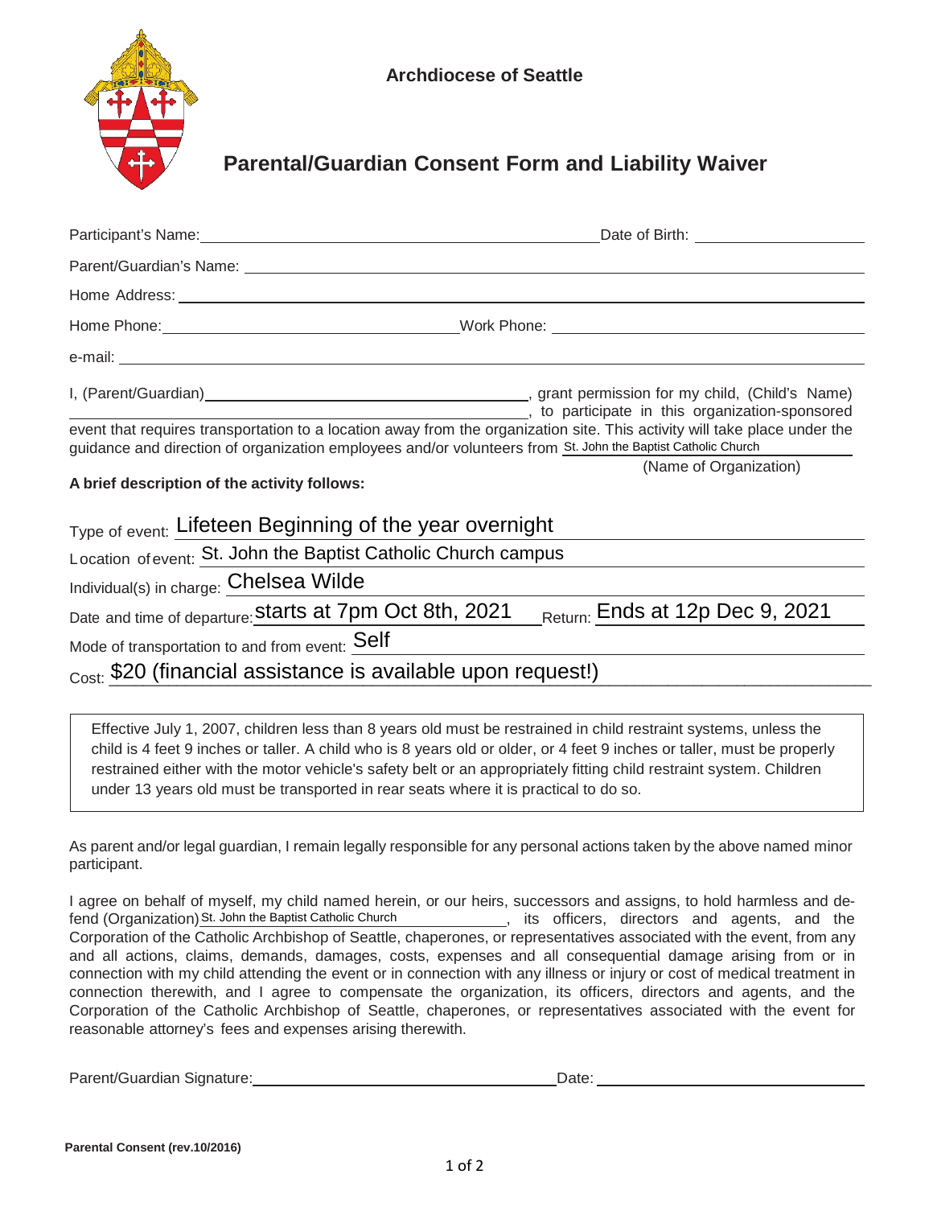**Archdiocese of Seattle**

# Parental/Guardian Consent Form and Liability Waiver

Participant's Name: ______________________ Date of Birth: ______________

Parent/Guardian's Name: ______________________

Home Address: ______________________

Home Phone: ______________________ Work Phone: ______________________

e-mail: ______________________

I, (Parent/Guardian) ______________________, grant permission for my child, (Child's Name) ______________________, to participate in this organization-sponsored event that requires transportation to a location away from the organization site. This activity will take place under the guidance and direction of organization employees and/or volunteers from St. John the Baptist Catholic Church (Name of Organization)

**A brief description of the activity follows:**

Type of event: Lifeteen Beginning of the year overnight

Location of event: St. John the Baptist Catholic Church campus

Individual(s) in charge: Chelsea Wilde

Date and time of departure: starts at 7pm Oct 8th, 2021 Return: Ends at 12p Dec 9, 2021

Mode of transportation to and from event: Self

Cost: $20 (financial assistance is available upon request!)

> Effective July 1, 2007, children less than 8 years old must be restrained in child restraint systems, unless the child is 4 feet 9 inches or taller. A child who is 8 years old or older, or 4 feet 9 inches or taller, must be properly restrained either with the motor vehicle's safety belt or an appropriately fitting child restraint system. Children under 13 years old must be transported in rear seats where it is practical to do so.

As parent and/or legal guardian, I remain legally responsible for any personal actions taken by the above named minor participant.

I agree on behalf of myself, my child named herein, or our heirs, successors and assigns, to hold harmless and defend (Organization) St. John the Baptist Catholic Church, its officers, directors and agents, and the Corporation of the Catholic Archbishop of Seattle, chaperones, or representatives associated with the event, from any and all actions, claims, demands, damages, costs, expenses and all consequential damage arising from or in connection with my child attending the event or in connection with any illness or injury or cost of medical treatment in connection therewith, and I agree to compensate the organization, its officers, directors and agents, and the Corporation of the Catholic Archbishop of Seattle, chaperones, or representatives associated with the event for reasonable attorney's fees and expenses arising therewith.

Parent/Guardian Signature: ______________________ Date: ______________

**Parental Consent (rev.10/2016)**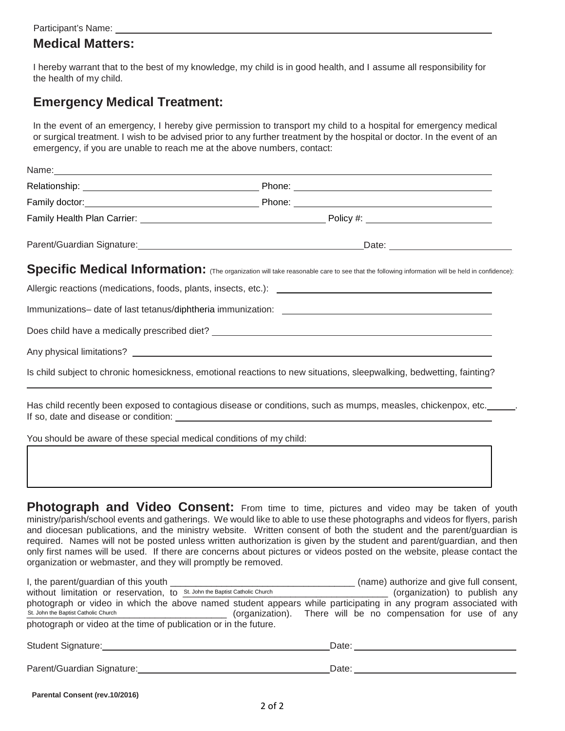Participant's Name: ______________________________

## Medical Matters:

I hereby warrant that to the best of my knowledge, my child is in good health, and I assume all responsibility for the health of my child.

## Emergency Medical Treatment:

In the event of an emergency, I hereby give permission to transport my child to a hospital for emergency medical or surgical treatment. I wish to be advised prior to any further treatment by the hospital or doctor. In the event of an emergency, if you are unable to reach me at the above numbers, contact:

Name: ______________________________

Relationship: ______________________________ Phone: ______________________________

Family doctor: ______________________________ Phone: ______________________________

Family Health Plan Carrier: ______________________________ Policy #: ______________________________

Parent/Guardian Signature: ______________________________ Date: ______________________________

## Specific Medical Information: (The organization will take reasonable care to see that the following information will be held in confidence):

Allergic reactions (medications, foods, plants, insects, etc.): ______________________________

Immunizations– date of last tetanus/diphtheria immunization: ______________________________

Does child have a medically prescribed diet? ______________________________

Any physical limitations? ______________________________

Is child subject to chronic homesickness, emotional reactions to new situations, sleepwalking, bedwetting, fainting?

______________________________

Has child recently been exposed to contagious disease or conditions, such as mumps, measles, chickenpox, etc. _____.
If so, date and disease or condition: ______________________________

You should be aware of these special medical conditions of my child:

______________________________

**Photograph and Video Consent:** From time to time, pictures and video may be taken of youth ministry/parish/school events and gatherings. We would like to able to use these photographs and videos for flyers, parish and diocesan publications, and the ministry website. Written consent of both the student and the parent/guardian is required. Names will not be posted unless written authorization is given by the student and parent/guardian, and then only first names will be used. If there are concerns about pictures or videos posted on the website, please contact the organization or webmaster, and they will promptly be removed.

I, the parent/guardian of this youth ______________________________ (name) authorize and give full consent, without limitation or reservation, to St. John the Baptist Catholic Church (organization) to publish any photograph or video in which the above named student appears while participating in any program associated with St. John the Baptist Catholic Church (organization). There will be no compensation for use of any photograph or video at the time of publication or in the future.

Student Signature: ______________________________ Date: ______________________________

Parent/Guardian Signature: ______________________________ Date: ______________________________

**Parental Consent (rev.10/2016)**